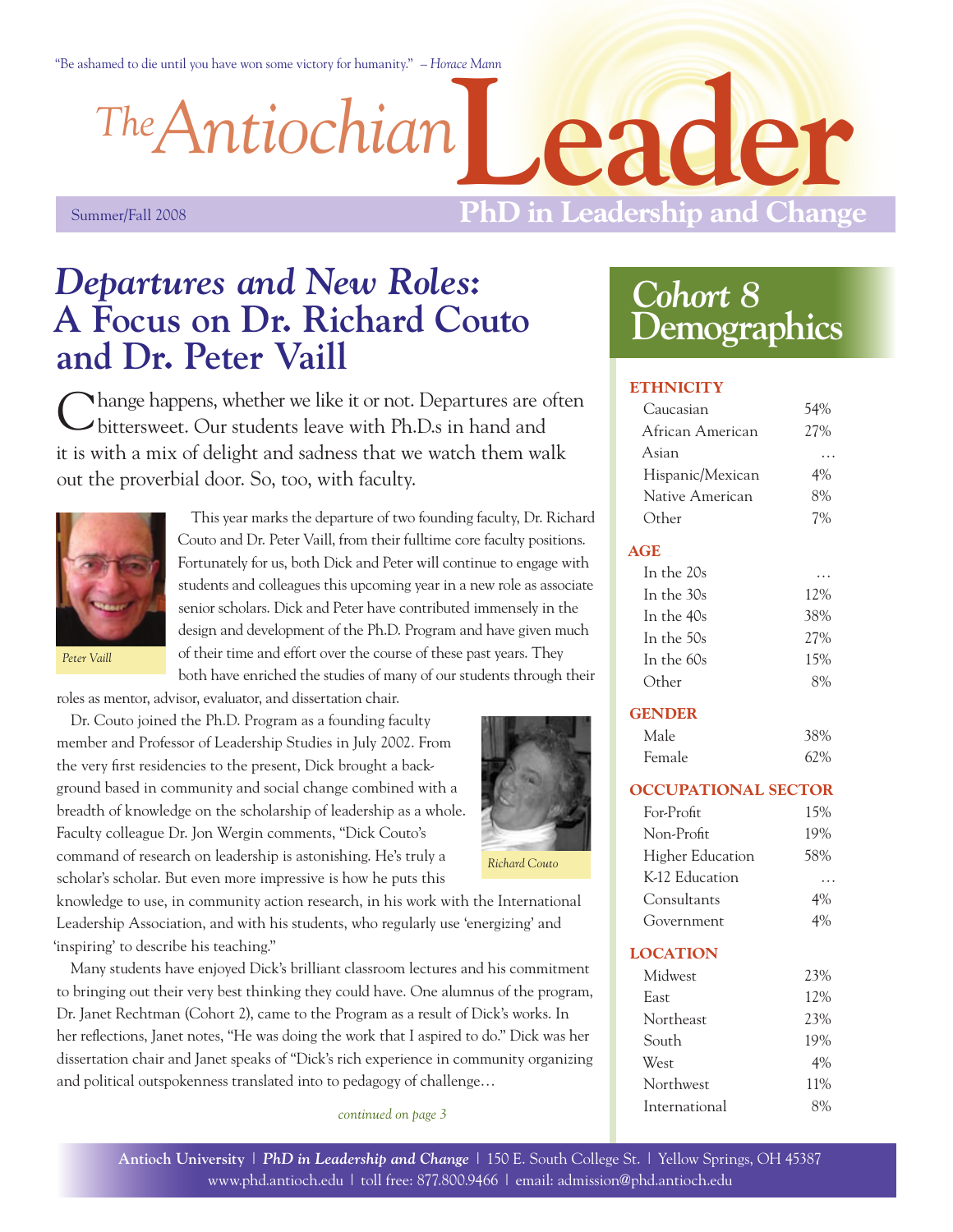"Be ashamed to die until you have won some victory for humanity." – *Horace Mann*

# The Antiochian Leader

Summer/Fall 2008

**PhD in Leadership and Change**

## *Departures and New Roles:* A Focus on Dr. Richard Couto and Dr. Peter Vaill

Change happens, whether we like it or not. Departures are often bittersweet. Our students leave with Ph.D.s in hand and it is with a mix of delight and sadness that we watch them walk out the proverbial door. So, too, with faculty.

*Peter Vaill*

This year marks the departure of two founding faculty, Dr. Richard Couto and Dr. Peter Vaill, from their fulltime core faculty positions. Fortunately for us, both Dick and Peter will continue to engage with students and colleagues this upcoming year in a new role as associate senior scholars. Dick and Peter have contributed immensely in the design and development of the Ph.D. Program and have given much of their time and effort over the course of these past years. They both have enriched the studies of many of our students through their roles as mentor, advisor, evaluator, and dissertation chair.

*Richard Couto*

Dr. Couto joined the Ph.D. Program as a founding faculty member and Professor of Leadership Studies in July 2002. From the very first residencies to the present, Dick brought a background based in community and social change combined with a breadth of knowledge on the scholarship of leadership as a whole. Faculty colleague Dr. Jon Wergin comments, "Dick Couto's command of research on leadership is astonishing. He's truly a scholar's scholar. But even more impressive is how he puts this knowledge to use, in community action research, in his work with the International Leadership Association, and with his students, who regularly use 'energizing' and 'inspiring' to describe his teaching."

Many students have enjoyed Dick's brilliant classroom lectures and his commitment to bringing out their very best thinking they could have. One alumnus of the program, Dr. Janet Rechtman (Cohort 2), came to the Program as a result of Dick's works. In her reflections, Janet notes, "He was doing the work that I aspired to do." Dick was her dissertation chair and Janet speaks of "Dick's rich experience in community organizing and political outspokenness translated into to pedagogy of challenge…

*continued on page 3*

## Cohort 8 Demographics

| ETHNICITY | |
|---|---|
| Caucasian | 54% |
| African American | 27% |
| Asian | … |
| Hispanic/Mexican | 4% |
| Native American | 8% |
| Other | 7% |

| AGE | |
|---|---|
| In the 20s | … |
| In the 30s | 12% |
| In the 40s | 38% |
| In the 50s | 27% |
| In the 60s | 15% |
| Other | 8% |

| GENDER | |
|---|---|
| Male | 38% |
| Female | 62% |

| OCCUPATIONAL SECTOR | |
|---|---|
| For-Profit | 15% |
| Non-Profit | 19% |
| Higher Education | 58% |
| K-12 Education | … |
| Consultants | 4% |
| Government | 4% |

| LOCATION | |
|---|---|
| Midwest | 23% |
| East | 12% |
| Northeast | 23% |
| South | 19% |
| West | 4% |
| Northwest | 11% |
| International | 8% |

**Antioch University** | ***PhD in Leadership and Change*** | 150 E. South College St. | Yellow Springs, OH 45387
www.phd.antioch.edu | toll free: 877.800.9466 | email: admission@phd.antioch.edu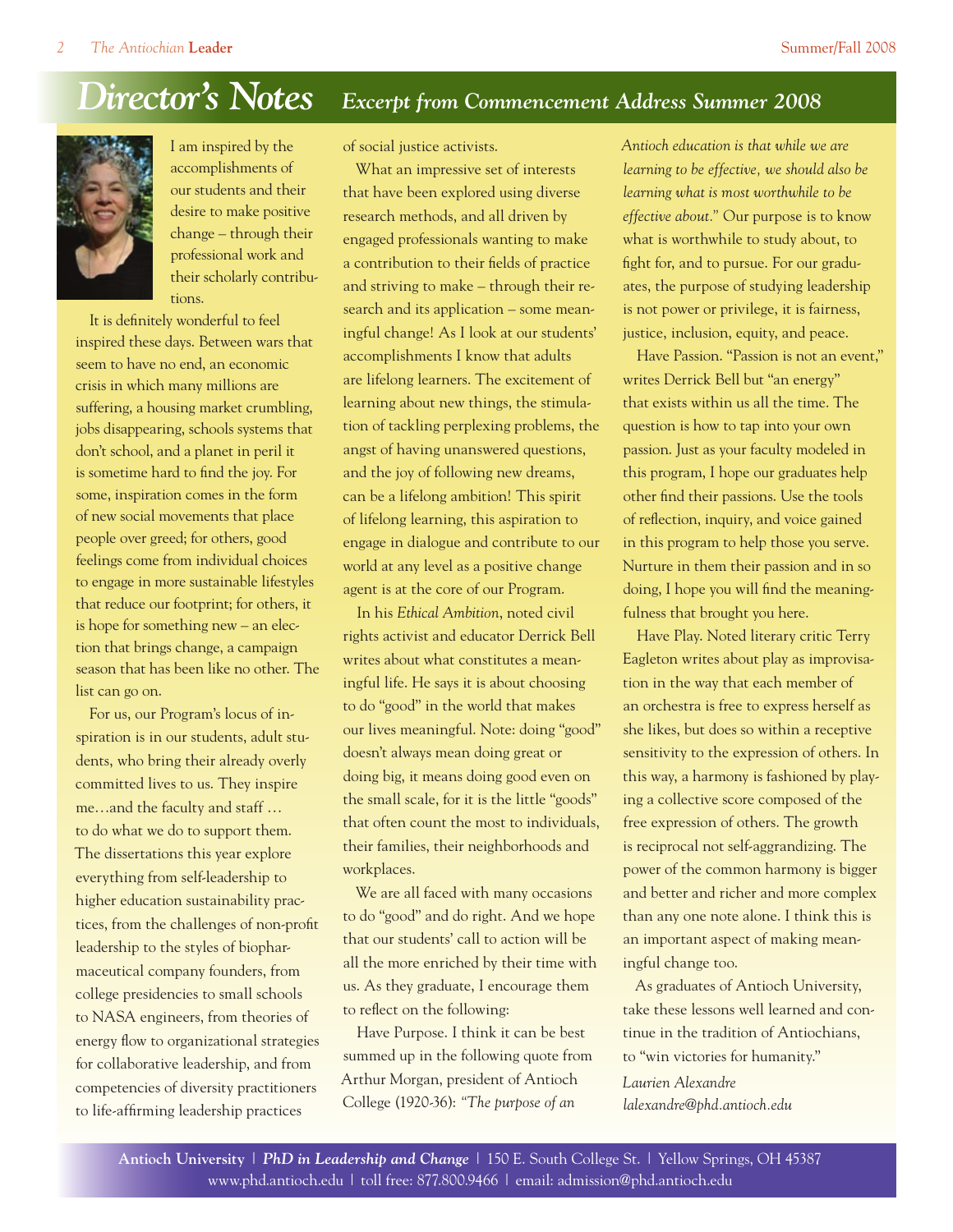# Director's Notes

## Excerpt from Commencement Address Summer 2008

I am inspired by the accomplishments of our students and their desire to make positive change – through their professional work and their scholarly contributions.

It is definitely wonderful to feel inspired these days. Between wars that seem to have no end, an economic crisis in which many millions are suffering, a housing market crumbling, jobs disappearing, schools systems that don't school, and a planet in peril it is sometime hard to find the joy. For some, inspiration comes in the form of new social movements that place people over greed; for others, good feelings come from individual choices to engage in more sustainable lifestyles that reduce our footprint; for others, it is hope for something new – an election that brings change, a campaign season that has been like no other. The list can go on.

For us, our Program's locus of inspiration is in our students, adult students, who bring their already overly committed lives to us. They inspire me…and the faculty and staff … to do what we do to support them. The dissertations this year explore everything from self-leadership to higher education sustainability practices, from the challenges of non-profit leadership to the styles of biopharmaceutical company founders, from college presidencies to small schools to NASA engineers, from theories of energy flow to organizational strategies for collaborative leadership, and from competencies of diversity practitioners to life-affirming leadership practices of social justice activists.

What an impressive set of interests that have been explored using diverse research methods, and all driven by engaged professionals wanting to make a contribution to their fields of practice and striving to make – through their research and its application – some meaningful change! As I look at our students' accomplishments I know that adults are lifelong learners. The excitement of learning about new things, the stimulation of tackling perplexing problems, the angst of having unanswered questions, and the joy of following new dreams, can be a lifelong ambition! This spirit of lifelong learning, this aspiration to engage in dialogue and contribute to our world at any level as a positive change agent is at the core of our Program.

In his *Ethical Ambition*, noted civil rights activist and educator Derrick Bell writes about what constitutes a meaningful life. He says it is about choosing to do "good" in the world that makes our lives meaningful. Note: doing "good" doesn't always mean doing great or doing big, it means doing good even on the small scale, for it is the little "goods" that often count the most to individuals, their families, their neighborhoods and workplaces.

We are all faced with many occasions to do "good" and do right. And we hope that our students' call to action will be all the more enriched by their time with us. As they graduate, I encourage them to reflect on the following:

Have Purpose. I think it can be best summed up in the following quote from Arthur Morgan, president of Antioch College (1920-36): *"The purpose of an Antioch education is that while we are learning to be effective, we should also be learning what is most worthwhile to be effective about."* Our purpose is to know what is worthwhile to study about, to fight for, and to pursue. For our graduates, the purpose of studying leadership is not power or privilege, it is fairness, justice, inclusion, equity, and peace.

Have Passion. "Passion is not an event," writes Derrick Bell but "an energy" that exists within us all the time. The question is how to tap into your own passion. Just as your faculty modeled in this program, I hope our graduates help other find their passions. Use the tools of reflection, inquiry, and voice gained in this program to help those you serve. Nurture in them their passion and in so doing, I hope you will find the meaningfulness that brought you here.

Have Play. Noted literary critic Terry Eagleton writes about play as improvisation in the way that each member of an orchestra is free to express herself as she likes, but does so within a receptive sensitivity to the expression of others. In this way, a harmony is fashioned by playing a collective score composed of the free expression of others. The growth is reciprocal not self-aggrandizing. The power of the common harmony is bigger and better and richer and more complex than any one note alone. I think this is an important aspect of making meaningful change too.

As graduates of Antioch University, take these lessons well learned and continue in the tradition of Antiochians, to "win victories for humanity."

*Laurien Alexandre*
*lalexandre@phd.antioch.edu*

**Antioch University** | ***PhD in Leadership and Change*** | 150 E. South College St. | Yellow Springs, OH 45387
www.phd.antioch.edu | toll free: 877.800.9466 | email: admission@phd.antioch.edu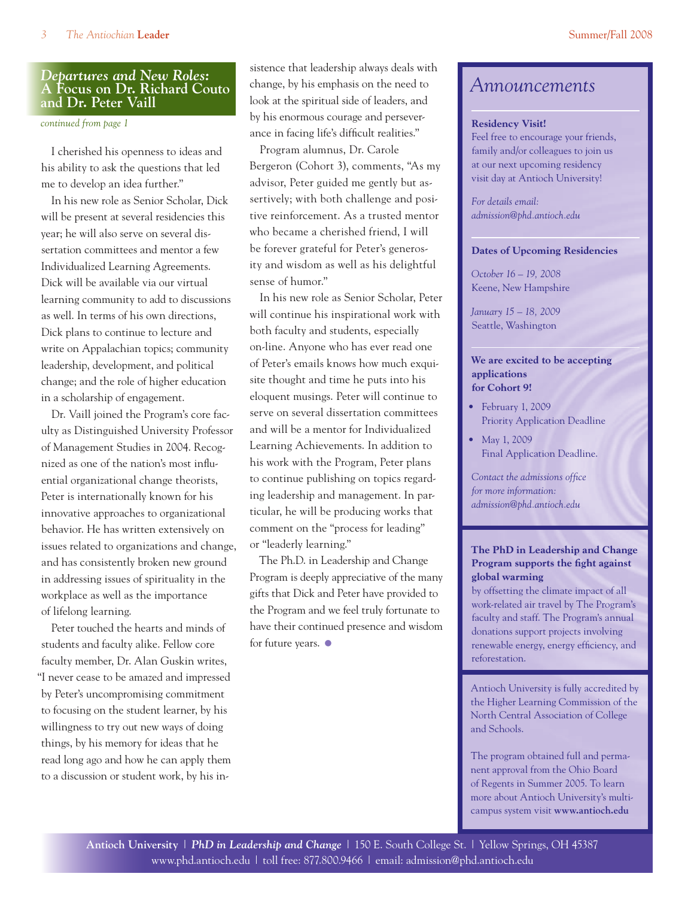## Departures and New Roles: A Focus on Dr. Richard Couto and Dr. Peter Vaill

*continued from page 1*

I cherished his openness to ideas and his ability to ask the questions that led me to develop an idea further."

In his new role as Senior Scholar, Dick will be present at several residencies this year; he will also serve on several dissertation committees and mentor a few Individualized Learning Agreements. Dick will be available via our virtual learning community to add to discussions as well. In terms of his own directions, Dick plans to continue to lecture and write on Appalachian topics; community leadership, development, and political change; and the role of higher education in a scholarship of engagement.

Dr. Vaill joined the Program's core faculty as Distinguished University Professor of Management Studies in 2004. Recognized as one of the nation's most influential organizational change theorists, Peter is internationally known for his innovative approaches to organizational behavior. He has written extensively on issues related to organizations and change, and has consistently broken new ground in addressing issues of spirituality in the workplace as well as the importance of lifelong learning.

Peter touched the hearts and minds of students and faculty alike. Fellow core faculty member, Dr. Alan Guskin writes, "I never cease to be amazed and impressed by Peter's uncompromising commitment to focusing on the student learner, by his willingness to try out new ways of doing things, by his memory for ideas that he read long ago and how he can apply them to a discussion or student work, by his insistence that leadership always deals with change, by his emphasis on the need to look at the spiritual side of leaders, and by his enormous courage and perseverance in facing life's difficult realities."

Program alumnus, Dr. Carole Bergeron (Cohort 3), comments, "As my advisor, Peter guided me gently but assertively; with both challenge and positive reinforcement. As a trusted mentor who became a cherished friend, I will be forever grateful for Peter's generosity and wisdom as well as his delightful sense of humor."

In his new role as Senior Scholar, Peter will continue his inspirational work with both faculty and students, especially on-line. Anyone who has ever read one of Peter's emails knows how much exquisite thought and time he puts into his eloquent musings. Peter will continue to serve on several dissertation committees and will be a mentor for Individualized Learning Achievements. In addition to his work with the Program, Peter plans to continue publishing on topics regarding leadership and management. In particular, he will be producing works that comment on the "process for leading" or "leaderly learning."

The Ph.D. in Leadership and Change Program is deeply appreciative of the many gifts that Dick and Peter have provided to the Program and we feel truly fortunate to have their continued presence and wisdom for future years.

## Announcements

**Residency Visit!**
Feel free to encourage your friends, family and/or colleagues to join us at our next upcoming residency visit day at Antioch University!

*For details email: admission@phd.antioch.edu*

**Dates of Upcoming Residencies**

*October 16 – 19, 2008*
Keene, New Hampshire

*January 15 – 18, 2009*
Seattle, Washington

**We are excited to be accepting applications for Cohort 9!**

- February 1, 2009
  Priority Application Deadline
- May 1, 2009
  Final Application Deadline.

*Contact the admissions office for more information: admission@phd.antioch.edu*

**The PhD in Leadership and Change Program supports the fight against global warming** by offsetting the climate impact of all work-related air travel by The Program's faculty and staff. The Program's annual donations support projects involving renewable energy, energy efficiency, and reforestation.

Antioch University is fully accredited by the Higher Learning Commission of the North Central Association of College and Schools.

The program obtained full and permanent approval from the Ohio Board of Regents in Summer 2005. To learn more about Antioch University's multi-campus system visit **www.antioch.edu**

**Antioch University** | ***PhD in Leadership and Change*** | 150 E. South College St. | Yellow Springs, OH 45387
www.phd.antioch.edu | toll free: 877.800.9466 | email: admission@phd.antioch.edu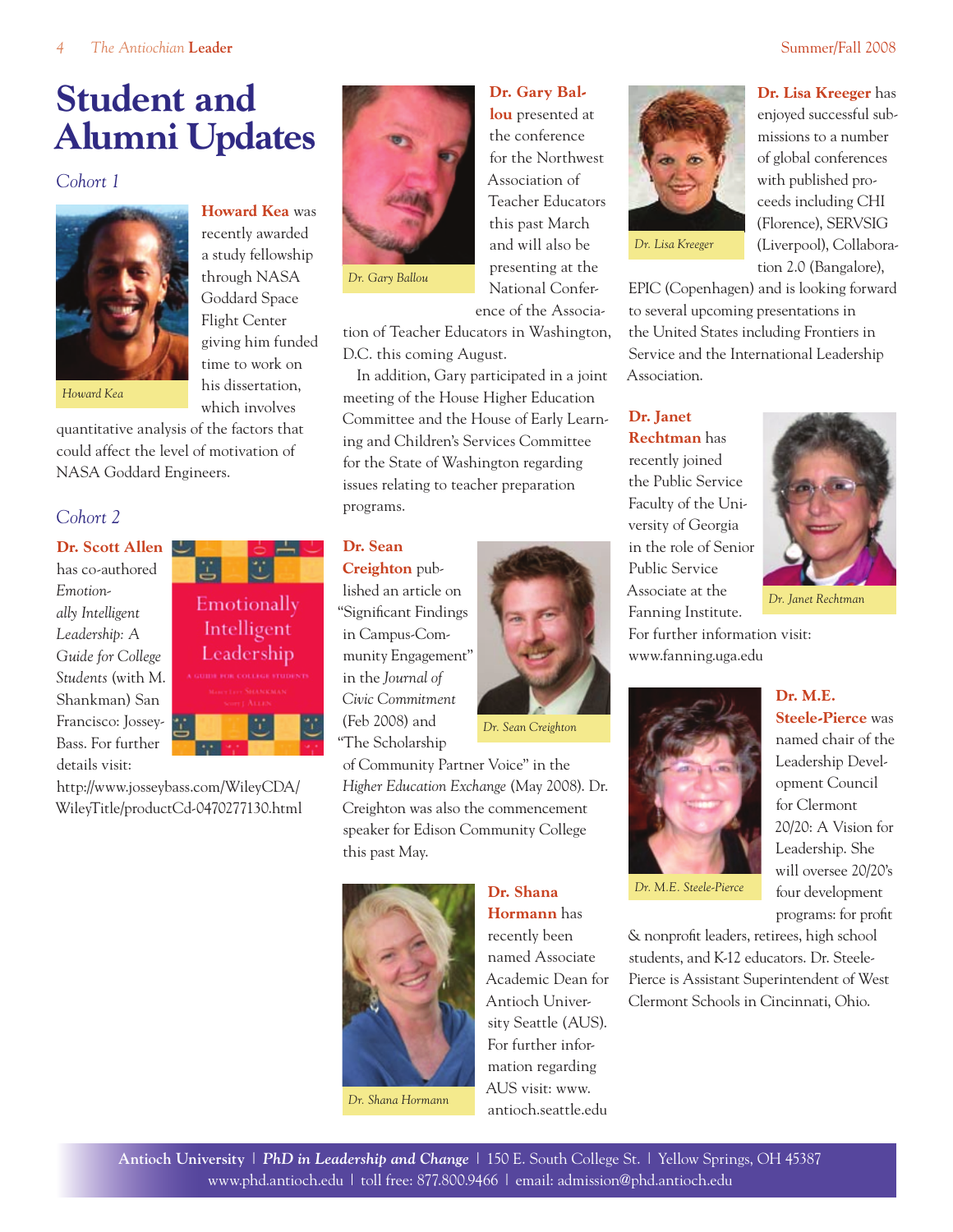# Student and Alumni Updates

## *Cohort 1*

*Howard Kea*

**Howard Kea** was recently awarded a study fellowship through NASA Goddard Space Flight Center giving him funded time to work on his dissertation, which involves quantitative analysis of the factors that could affect the level of motivation of NASA Goddard Engineers.

## *Cohort 2*

**Dr. Scott Allen** has co-authored *Emotionally Intelligent Leadership: A Guide for College Students* (with M. Shankman) San Francisco: Jossey-Bass. For further details visit: http://www.josseybass.com/WileyCDA/WileyTitle/productCd-0470277130.html

*Dr. Gary Ballou*

**Dr. Gary Ballou** presented at the conference for the Northwest Association of Teacher Educators this past March and will also be presenting at the National Conference of the Association of Teacher Educators in Washington, D.C. this coming August.

In addition, Gary participated in a joint meeting of the House Higher Education Committee and the House of Early Learning and Children's Services Committee for the State of Washington regarding issues relating to teacher preparation programs.

*Dr. Sean Creighton*

**Dr. Sean Creighton** published an article on "Significant Findings in Campus-Community Engagement" in the *Journal of Civic Commitment* (Feb 2008) and "The Scholarship of Community Partner Voice" in the *Higher Education Exchange* (May 2008). Dr. Creighton was also the commencement speaker for Edison Community College this past May.

*Dr. Shana Hormann*

**Dr. Shana Hormann** has recently been named Associate Academic Dean for Antioch University Seattle (AUS). For further information regarding AUS visit: www.antioch.seattle.edu

*Dr. Lisa Kreeger*

**Dr. Lisa Kreeger** has enjoyed successful submissions to a number of global conferences with published proceeds including CHI (Florence), SERVSIG (Liverpool), Collaboration 2.0 (Bangalore), EPIC (Copenhagen) and is looking forward to several upcoming presentations in the United States including Frontiers in Service and the International Leadership Association.

*Dr. Janet Rechtman*

**Dr. Janet Rechtman** has recently joined the Public Service Faculty of the University of Georgia in the role of Senior Public Service Associate at the Fanning Institute. For further information visit: www.fanning.uga.edu

*Dr. M.E. Steele-Pierce*

**Dr. M.E. Steele-Pierce** was named chair of the Leadership Development Council for Clermont 20/20: A Vision for Leadership. She will oversee 20/20's four development programs: for profit & nonprofit leaders, retirees, high school students, and K-12 educators. Dr. Steele-Pierce is Assistant Superintendent of West Clermont Schools in Cincinnati, Ohio.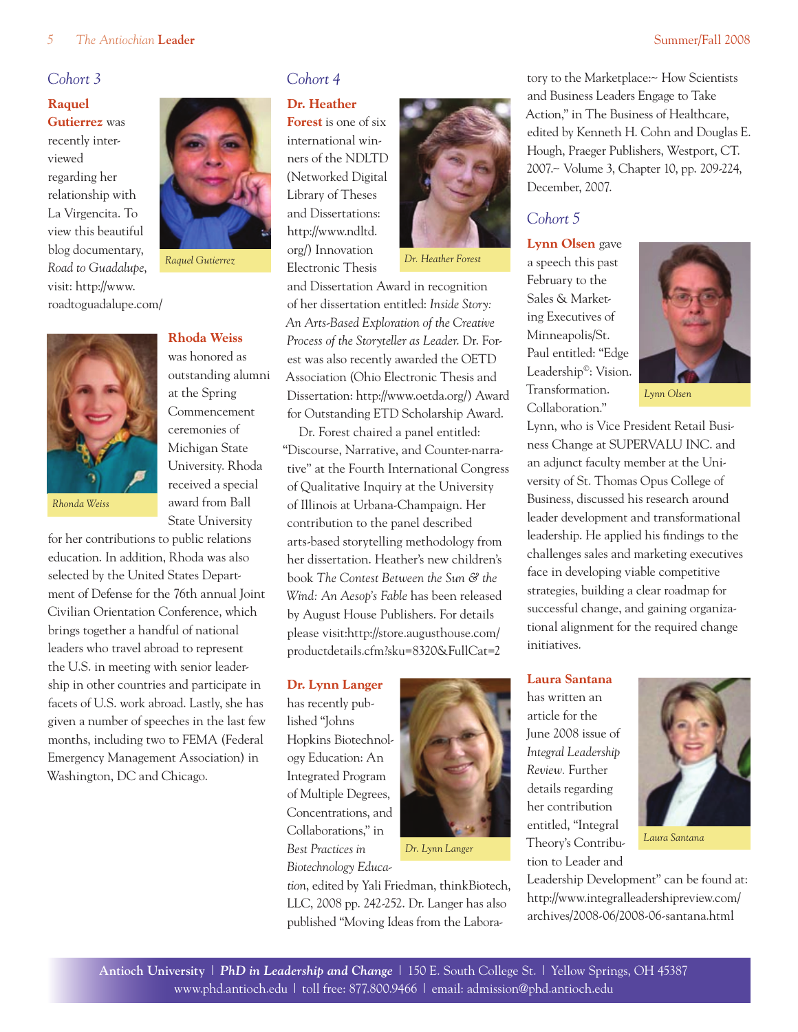## Cohort 3

**Raquel Gutierrez** was recently interviewed regarding her relationship with La Virgencita. To view this beautiful blog documentary, *Road to Guadalupe*, visit: http://www.roadtoguadalupe.com/

*Raquel Gutierrez*

**Rhoda Weiss** was honored as outstanding alumni at the Spring Commencement ceremonies of Michigan State University. Rhoda received a special award from Ball State University for her contributions to public relations education. In addition, Rhoda was also selected by the United States Department of Defense for the 76th annual Joint Civilian Orientation Conference, which brings together a handful of national leaders who travel abroad to represent the U.S. in meeting with senior leadership in other countries and participate in facets of U.S. work abroad. Lastly, she has given a number of speeches in the last few months, including two to FEMA (Federal Emergency Management Association) in Washington, DC and Chicago.

*Rhonda Weiss*

## Cohort 4

**Dr. Heather Forest** is one of six international winners of the NDLTD (Networked Digital Library of Theses and Dissertations: http://www.ndltd.org/) Innovation Electronic Thesis and Dissertation Award in recognition of her dissertation entitled: *Inside Story: An Arts-Based Exploration of the Creative Process of the Storyteller as Leader.* Dr. Forest was also recently awarded the OETD Association (Ohio Electronic Thesis and Dissertation: http://www.oetda.org/) Award for Outstanding ETD Scholarship Award.

*Dr. Heather Forest*

Dr. Forest chaired a panel entitled: "Discourse, Narrative, and Counter-narrative" at the Fourth International Congress of Qualitative Inquiry at the University of Illinois at Urbana-Champaign. Her contribution to the panel described arts-based storytelling methodology from her dissertation. Heather's new children's book *The Contest Between the Sun & the Wind: An Aesop's Fable* has been released by August House Publishers. For details please visit:http://store.augusthouse.com/productdetails.cfm?sku=8320&FullCat=2

**Dr. Lynn Langer** has recently published "Johns Hopkins Biotechnology Education: An Integrated Program of Multiple Degrees, Concentrations, and Collaborations," in *Best Practices in Biotechnology Education*, edited by Yali Friedman, thinkBiotech, LLC, 2008 pp. 242-252. Dr. Langer has also published "Moving Ideas from the Laboratory to the Marketplace:~ How Scientists and Business Leaders Engage to Take Action," in The Business of Healthcare, edited by Kenneth H. Cohn and Douglas E. Hough, Praeger Publishers, Westport, CT. 2007.~ Volume 3, Chapter 10, pp. 209-224, December, 2007.

*Dr. Lynn Langer*

## Cohort 5

**Lynn Olsen** gave a speech this past February to the Sales & Marketing Executives of Minneapolis/St. Paul entitled: "Edge Leadership©: Vision. Transformation. Collaboration."

*Lynn Olsen*

Lynn, who is Vice President Retail Business Change at SUPERVALU INC. and an adjunct faculty member at the University of St. Thomas Opus College of Business, discussed his research around leader development and transformational leadership. He applied his findings to the challenges sales and marketing executives face in developing viable competitive strategies, building a clear roadmap for successful change, and gaining organizational alignment for the required change initiatives.

**Laura Santana** has written an article for the June 2008 issue of *Integral Leadership Review.* Further details regarding her contribution entitled, "Integral Theory's Contribution to Leader and Leadership Development" can be found at: http://www.integralleadershipreview.com/archives/2008-06/2008-06-santana.html

*Laura Santana*

**Antioch University** | ***PhD in Leadership and Change*** | 150 E. South College St. | Yellow Springs, OH 45387
www.phd.antioch.edu | toll free: 877.800.9466 | email: admission@phd.antioch.edu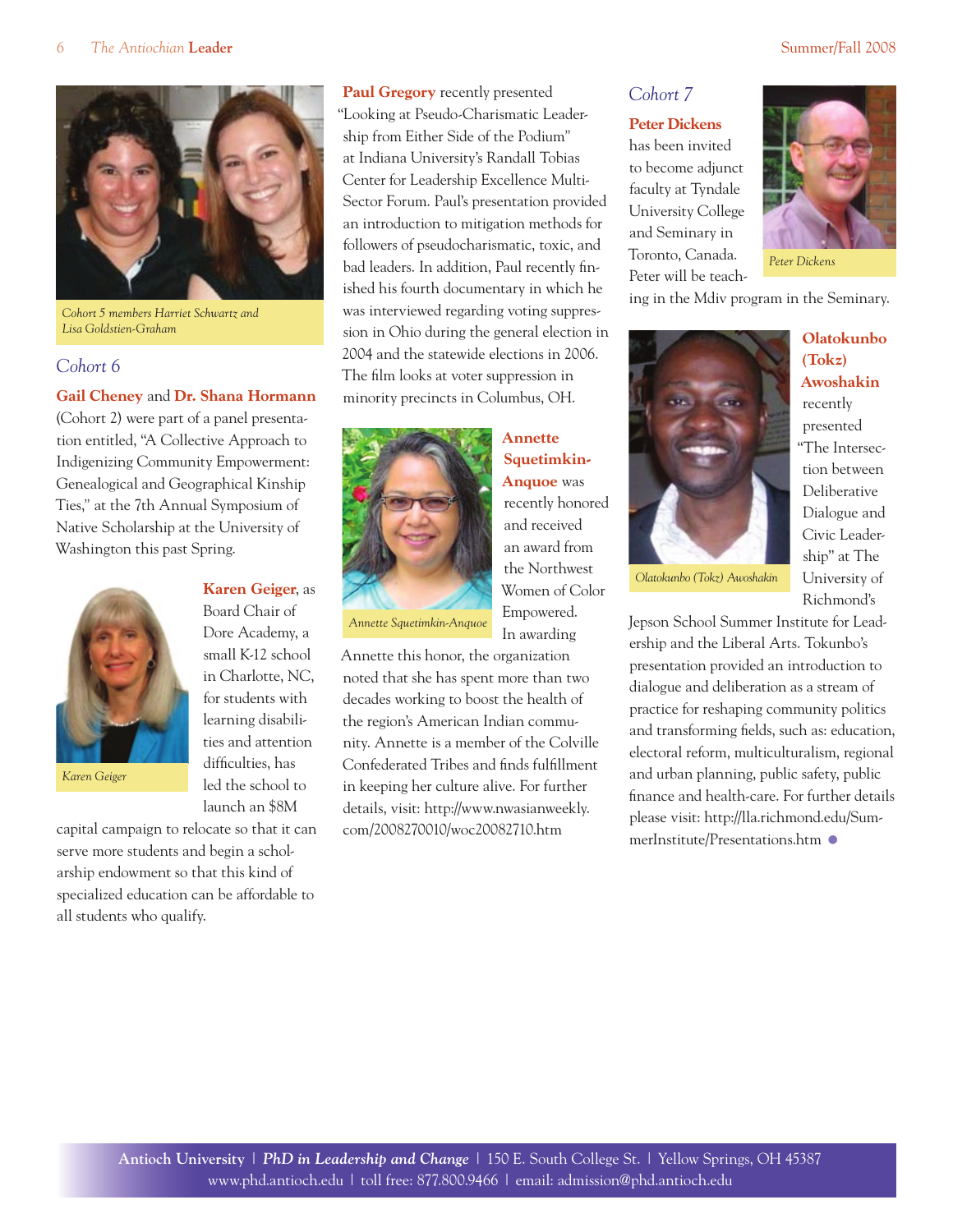Cohort 5 members Harriet Schwartz and Lisa Goldstien-Graham

## Cohort 6

**Gail Cheney** and **Dr. Shana Hormann** (Cohort 2) were part of a panel presentation entitled, "A Collective Approach to Indigenizing Community Empowerment: Genealogical and Geographical Kinship Ties," at the 7th Annual Symposium of Native Scholarship at the University of Washington this past Spring.

*Karen Geiger*

**Karen Geiger**, as Board Chair of Dore Academy, a small K-12 school in Charlotte, NC, for students with learning disabilities and attention difficulties, has led the school to launch an $8M capital campaign to relocate so that it can serve more students and begin a scholarship endowment so that this kind of specialized education can be affordable to all students who qualify.

**Paul Gregory** recently presented "Looking at Pseudo-Charismatic Leadership from Either Side of the Podium" at Indiana University's Randall Tobias Center for Leadership Excellence Multi-Sector Forum. Paul's presentation provided an introduction to mitigation methods for followers of pseudocharismatic, toxic, and bad leaders. In addition, Paul recently finished his fourth documentary in which he was interviewed regarding voting suppression in Ohio during the general election in 2004 and the statewide elections in 2006. The film looks at voter suppression in minority precincts in Columbus, OH.

*Annette Squetimkin-Anquoe*

**Annette Squetimkin-Anquoe** was recently honored and received an award from the Northwest Women of Color Empowered. In awarding Annette this honor, the organization noted that she has spent more than two decades working to boost the health of the region's American Indian community. Annette is a member of the Colville Confederated Tribes and finds fulfillment in keeping her culture alive. For further details, visit: http://www.nwasianweekly.com/2008270010/woc20082710.htm

## Cohort 7

*Peter Dickens*

**Peter Dickens** has been invited to become adjunct faculty at Tyndale University College and Seminary in Toronto, Canada. Peter will be teaching in the Mdiv program in the Seminary.

*Olatokunbo (Tokz) Awoshakin*

**Olatokunbo (Tokz) Awoshakin** recently presented "The Intersection between Deliberative Dialogue and Civic Leadership" at The University of Richmond's Jepson School Summer Institute for Leadership and the Liberal Arts. Tokunbo's presentation provided an introduction to dialogue and deliberation as a stream of practice for reshaping community politics and transforming fields, such as: education, electoral reform, multiculturalism, regional and urban planning, public safety, public finance and health-care. For further details please visit: http://lla.richmond.edu/SummerInstitute/Presentations.htm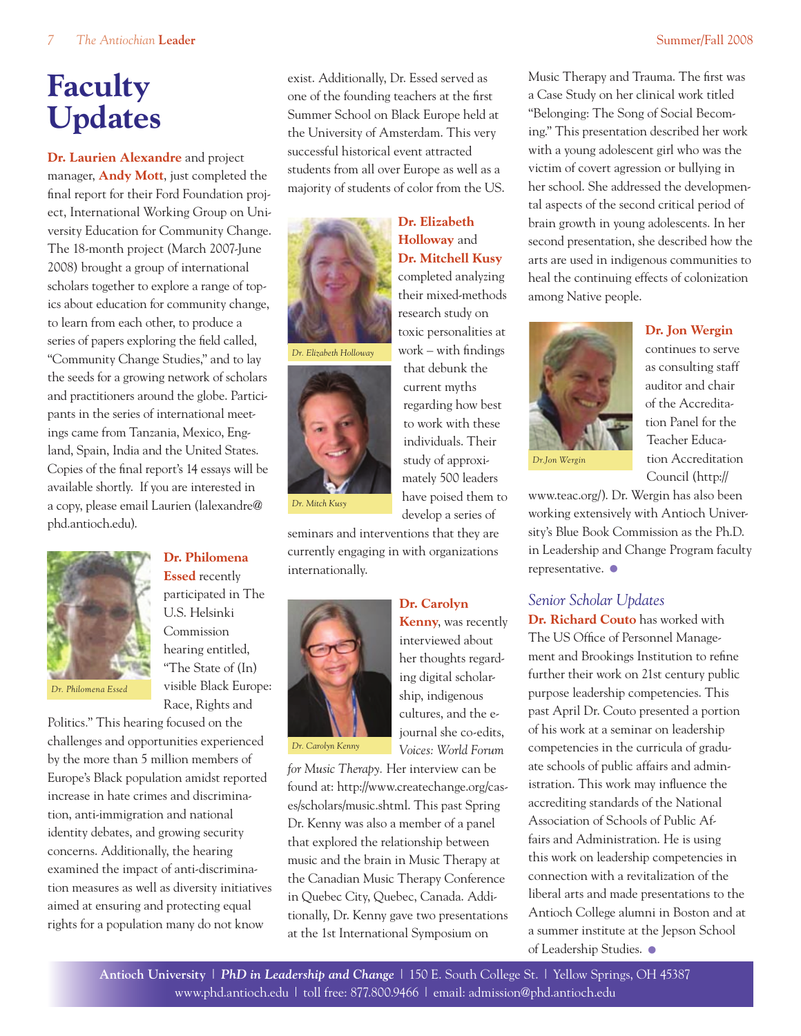# Faculty Updates

**Dr. Laurien Alexandre** and project manager, **Andy Mott**, just completed the final report for their Ford Foundation project, International Working Group on University Education for Community Change. The 18-month project (March 2007-June 2008) brought a group of international scholars together to explore a range of topics about education for community change, to learn from each other, to produce a series of papers exploring the field called, "Community Change Studies," and to lay the seeds for a growing network of scholars and practitioners around the globe. Participants in the series of international meetings came from Tanzania, Mexico, England, Spain, India and the United States. Copies of the final report's 14 essays will be available shortly. If you are interested in a copy, please email Laurien (lalexandre@phd.antioch.edu).

Dr. Philomena Essed

**Dr. Philomena Essed** recently participated in The U.S. Helsinki Commission hearing entitled, "The State of (In) visible Black Europe: Race, Rights and Politics." This hearing focused on the challenges and opportunities experienced by the more than 5 million members of Europe's Black population amidst reported increase in hate crimes and discrimination, anti-immigration and national identity debates, and growing security concerns. Additionally, the hearing examined the impact of anti-discrimination measures as well as diversity initiatives aimed at ensuring and protecting equal rights for a population many do not know exist. Additionally, Dr. Essed served as one of the founding teachers at the first Summer School on Black Europe held at the University of Amsterdam. This very successful historical event attracted students from all over Europe as well as a majority of students of color from the US.

Dr. Elizabeth Holloway

Dr. Mitch Kusy

**Dr. Elizabeth Holloway** and **Dr. Mitchell Kusy** completed analyzing their mixed-methods research study on toxic personalities at work – with findings that debunk the current myths regarding how best to work with these individuals. Their study of approximately 500 leaders have poised them to develop a series of seminars and interventions that they are currently engaging in with organizations internationally.

Dr. Carolyn Kenny

**Dr. Carolyn Kenny**, was recently interviewed about her thoughts regarding digital scholarship, indigenous cultures, and the e-journal she co-edits, *Voices: World Forum for Music Therapy.* Her interview can be found at: http://www.createchange.org/cases/scholars/music.shtml. This past Spring Dr. Kenny was also a member of a panel that explored the relationship between music and the brain in Music Therapy at the Canadian Music Therapy Conference in Quebec City, Quebec, Canada. Additionally, Dr. Kenny gave two presentations at the 1st International Symposium on Music Therapy and Trauma. The first was a Case Study on her clinical work titled "Belonging: The Song of Social Becoming." This presentation described her work with a young adolescent girl who was the victim of covert agression or bullying in her school. She addressed the developmental aspects of the second critical period of brain growth in young adolescents. In her second presentation, she described how the arts are used in indigenous communities to heal the continuing effects of colonization among Native people.

Dr.Jon Wergin

**Dr. Jon Wergin** continues to serve as consulting staff auditor and chair of the Accreditation Panel for the Teacher Education Accreditation Council (http://www.teac.org/). Dr. Wergin has also been working extensively with Antioch University's Blue Book Commission as the Ph.D. in Leadership and Change Program faculty representative.

## *Senior Scholar Updates*

**Dr. Richard Couto** has worked with The US Office of Personnel Management and Brookings Institution to refine further their work on 21st century public purpose leadership competencies. This past April Dr. Couto presented a portion of his work at a seminar on leadership competencies in the curricula of graduate schools of public affairs and administration. This work may influence the accrediting standards of the National Association of Schools of Public Affairs and Administration. He is using this work on leadership competencies in connection with a revitalization of the liberal arts and made presentations to the Antioch College alumni in Boston and at a summer institute at the Jepson School of Leadership Studies.

**Antioch University** | ***PhD in Leadership and Change*** | 150 E. South College St. | Yellow Springs, OH 45387
www.phd.antioch.edu | toll free: 877.800.9466 | email: admission@phd.antioch.edu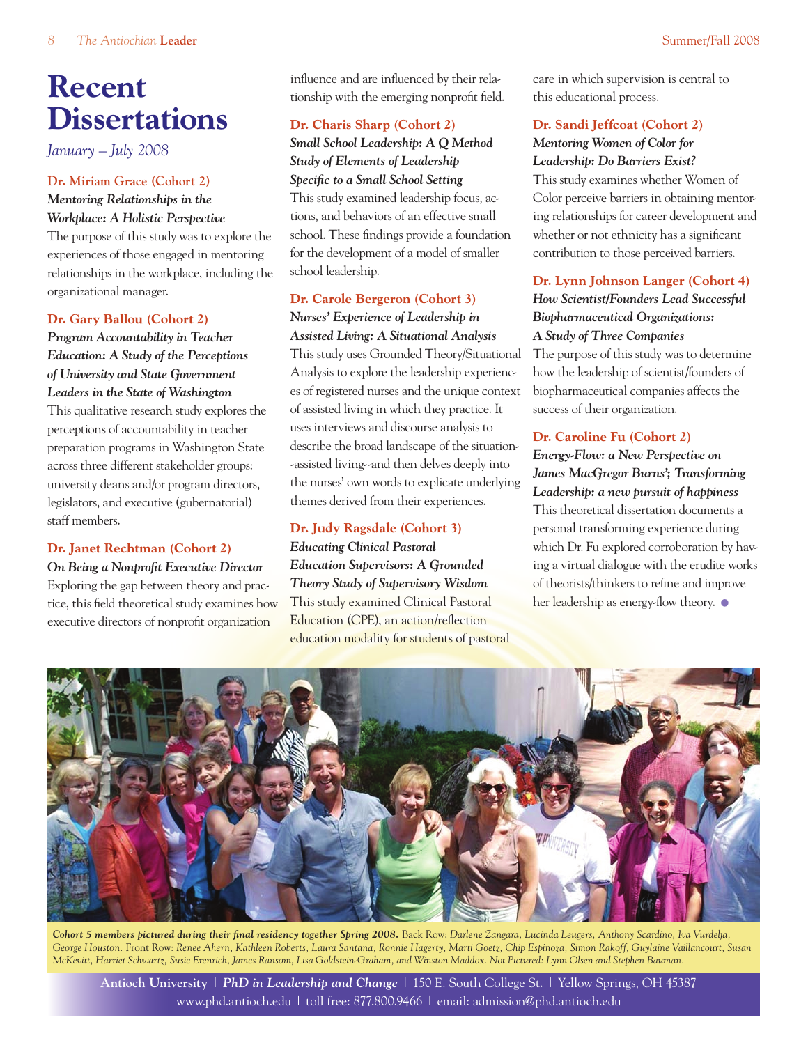# Recent Dissertations

*January – July 2008*

**Dr. Miriam Grace (Cohort 2)**
***Mentoring Relationships in the Workplace: A Holistic Perspective***
The purpose of this study was to explore the experiences of those engaged in mentoring relationships in the workplace, including the organizational manager.

**Dr. Gary Ballou (Cohort 2)**
***Program Accountability in Teacher Education: A Study of the Perceptions of University and State Government Leaders in the State of Washington***
This qualitative research study explores the perceptions of accountability in teacher preparation programs in Washington State across three different stakeholder groups: university deans and/or program directors, legislators, and executive (gubernatorial) staff members.

**Dr. Janet Rechtman (Cohort 2)**
***On Being a Nonprofit Executive Director***
Exploring the gap between theory and practice, this field theoretical study examines how executive directors of nonprofit organization influence and are influenced by their relationship with the emerging nonprofit field.

**Dr. Charis Sharp (Cohort 2)**
***Small School Leadership: A Q Method Study of Elements of Leadership Specific to a Small School Setting***
This study examined leadership focus, actions, and behaviors of an effective small school. These findings provide a foundation for the development of a model of smaller school leadership.

**Dr. Carole Bergeron (Cohort 3)**
***Nurses' Experience of Leadership in Assisted Living: A Situational Analysis***
This study uses Grounded Theory/Situational Analysis to explore the leadership experiences of registered nurses and the unique context of assisted living in which they practice. It uses interviews and discourse analysis to describe the broad landscape of the situation--assisted living--and then delves deeply into the nurses' own words to explicate underlying themes derived from their experiences.

**Dr. Judy Ragsdale (Cohort 3)**
***Educating Clinical Pastoral Education Supervisors: A Grounded Theory Study of Supervisory Wisdom***
This study examined Clinical Pastoral Education (CPE), an action/reflection education modality for students of pastoral care in which supervision is central to this educational process.

**Dr. Sandi Jeffcoat (Cohort 2)**
***Mentoring Women of Color for Leadership: Do Barriers Exist?***
This study examines whether Women of Color perceive barriers in obtaining mentoring relationships for career development and whether or not ethnicity has a significant contribution to those perceived barriers.

**Dr. Lynn Johnson Langer (Cohort 4)**
***How Scientist/Founders Lead Successful Biopharmaceutical Organizations: A Study of Three Companies***
The purpose of this study was to determine how the leadership of scientist/founders of biopharmaceutical companies affects the success of their organization.

**Dr. Caroline Fu (Cohort 2)**
***Energy-Flow: a New Perspective on James MacGregor Burns'; Transforming Leadership: a new pursuit of happiness***
This theoretical dissertation documents a personal transforming experience during which Dr. Fu explored corroboration by having a virtual dialogue with the erudite works of theorists/thinkers to refine and improve her leadership as energy-flow theory.

***Cohort 5 members pictured during their final residency together Spring 2008.*** Back Row: *Darlene Zangara, Lucinda Leugers, Anthony Scardino, Iva Vurdelja, George Houston.* Front Row: *Renee Ahern, Kathleen Roberts, Laura Santana, Ronnie Hagerty, Marti Goetz, Chip Espinoza, Simon Rakoff, Guylaine Vaillancourt, Susan McKevitt, Harriet Schwartz, Susie Erenrich, James Ransom, Lisa Goldstein-Graham, and Winston Maddox. Not Pictured: Lynn Olsen and Stephen Bauman.*

**Antioch University** | ***PhD in Leadership and Change*** | 150 E. South College St. | Yellow Springs, OH 45387
www.phd.antioch.edu | toll free: 877.800.9466 | email: admission@phd.antioch.edu